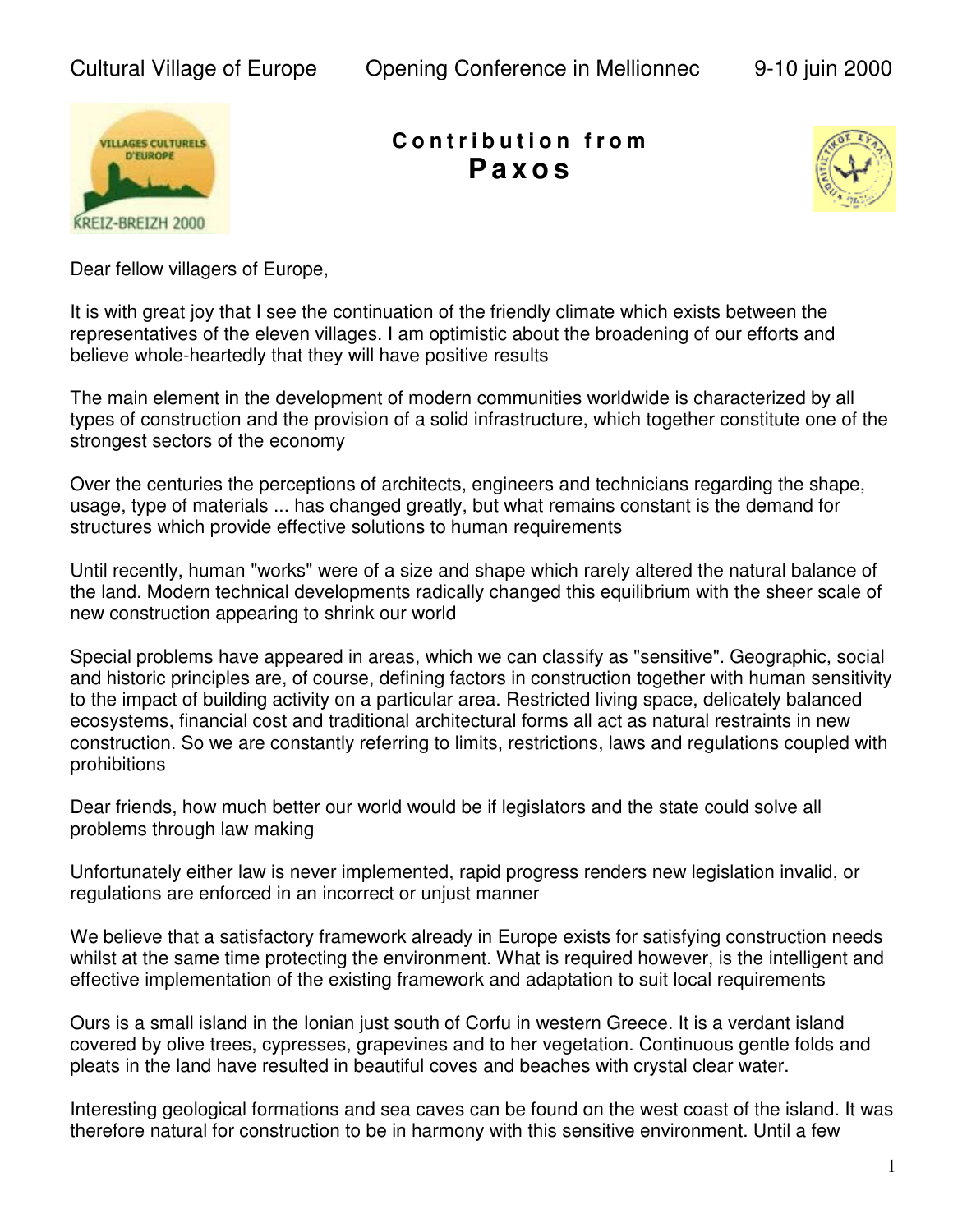# Contribution from Paxos

Dear fellow villagers of Europe,

It is with great joy that I see the continuation of the friendly climate which exists between the representatives of the eleven villages. I am optimistic about the broadening of our efforts and believe whole-heartedly that they will have positive results

The main element in the development of modern communities worldwide is characterized by all types of construction and the provision of a solid infrastructure, which together constitute one of the strongest sectors of the economy

Over the centuries the perceptions of architects, engineers and technicians regarding the shape, usage, type of materials ... has changed greatly, but what remains constant is the demand for structures which provide effective solutions to human requirements

Until recently, human "works" were of a size and shape which rarely altered the natural balance of the land. Modern technical developments radically changed this equilibrium with the sheer scale of new construction appearing to shrink our world

Special problems have appeared in areas, which we can classify as "sensitive". Geographic, social and historic principles are, of course, defining factors in construction together with human sensitivity to the impact of building activity on a particular area. Restricted living space, delicately balanced ecosystems, financial cost and traditional architectural forms all act as natural restraints in new construction. So we are constantly referring to limits, restrictions, laws and regulations coupled with prohibitions

Dear friends, how much better our world would be if legislators and the state could solve all problems through law making

Unfortunately either law is never implemented, rapid progress renders new legislation invalid, or regulations are enforced in an incorrect or unjust manner

We believe that a satisfactory framework already in Europe exists for satisfying construction needs whilst at the same time protecting the environment. What is required however, is the intelligent and effective implementation of the existing framework and adaptation to suit local requirements

Ours is a small island in the Ionian just south of Corfu in western Greece. It is a verdant island covered by olive trees, cypresses, grapevines and to her vegetation. Continuous gentle folds and pleats in the land have resulted in beautiful coves and beaches with crystal clear water.

Interesting geological formations and sea caves can be found on the west coast of the island. It was therefore natural for construction to be in harmony with this sensitive environment. Until a few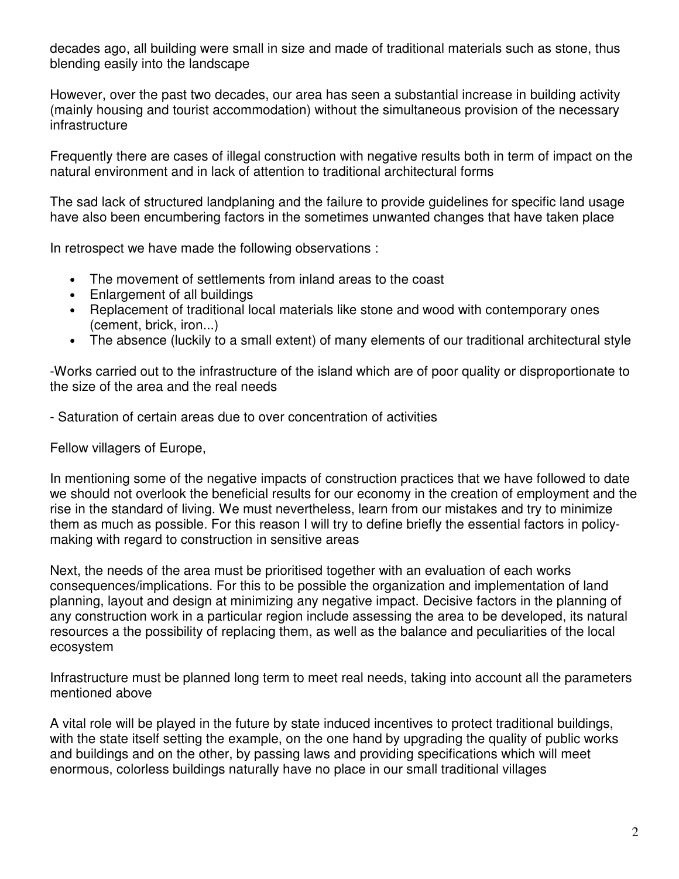decades ago, all building were small in size and made of traditional materials such as stone, thus blending easily into the landscape

However, over the past two decades, our area has seen a substantial increase in building activity (mainly housing and tourist accommodation) without the simultaneous provision of the necessary infrastructure

Frequently there are cases of illegal construction with negative results both in term of impact on the natural environment and in lack of attention to traditional architectural forms

The sad lack of structured landplaning and the failure to provide guidelines for specific land usage have also been encumbering factors in the sometimes unwanted changes that have taken place

In retrospect we have made the following observations :

- The movement of settlements from inland areas to the coast
- Enlargement of all buildings
- Replacement of traditional local materials like stone and wood with contemporary ones (cement, brick, iron...)
- The absence (luckily to a small extent) of many elements of our traditional architectural style

-Works carried out to the infrastructure of the island which are of poor quality or disproportionate to the size of the area and the real needs

- Saturation of certain areas due to over concentration of activities

Fellow villagers of Europe,

In mentioning some of the negative impacts of construction practices that we have followed to date we should not overlook the beneficial results for our economy in the creation of employment and the rise in the standard of living. We must nevertheless, learn from our mistakes and try to minimize them as much as possible. For this reason I will try to define briefly the essential factors in policy-making with regard to construction in sensitive areas

Next, the needs of the area must be prioritised together with an evaluation of each works consequences/implications. For this to be possible the organization and implementation of land planning, layout and design at minimizing any negative impact. Decisive factors in the planning of any construction work in a particular region include assessing the area to be developed, its natural resources a the possibility of replacing them, as well as the balance and peculiarities of the local ecosystem

Infrastructure must be planned long term to meet real needs, taking into account all the parameters mentioned above

A vital role will be played in the future by state induced incentives to protect traditional buildings, with the state itself setting the example, on the one hand by upgrading the quality of public works and buildings and on the other, by passing laws and providing specifications which will meet enormous, colorless buildings naturally have no place in our small traditional villages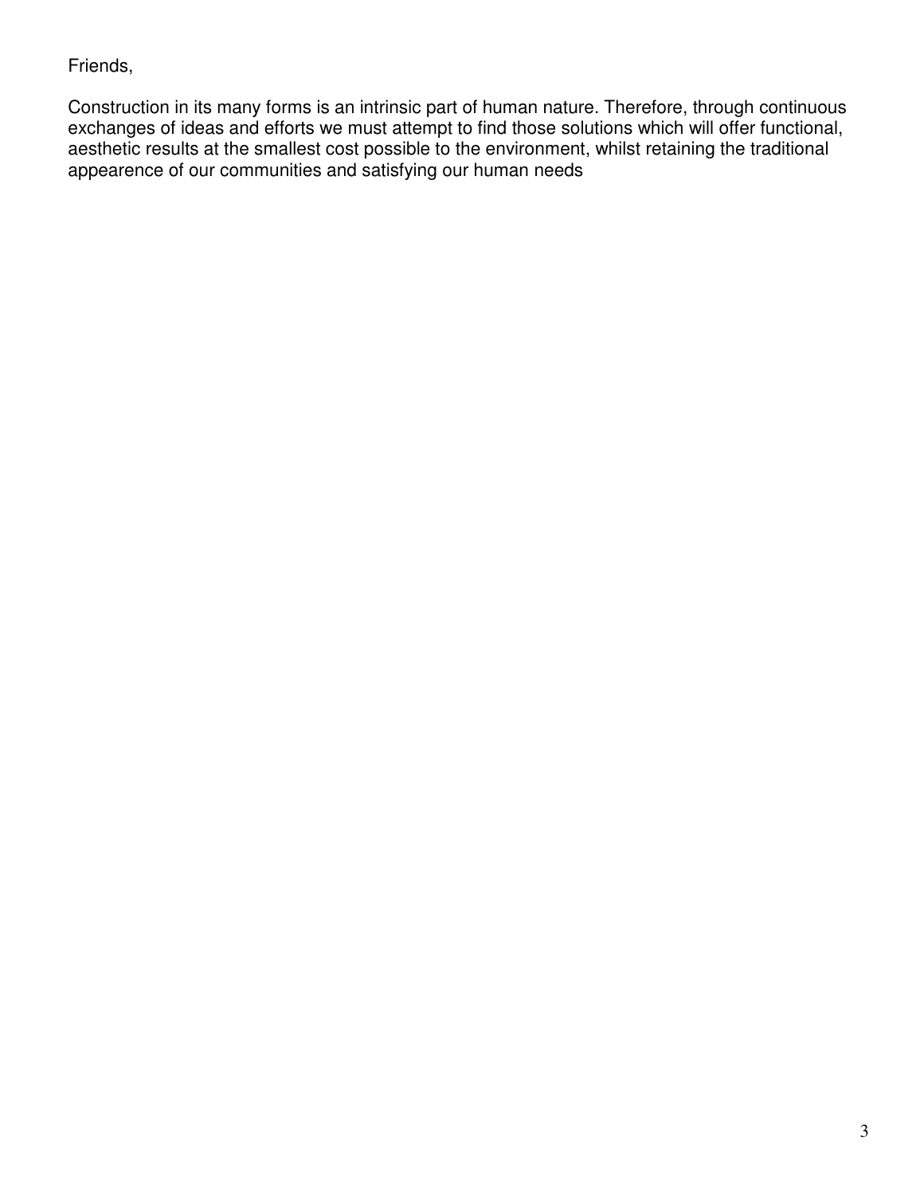Friends,

Construction in its many forms is an intrinsic part of human nature. Therefore, through continuous exchanges of ideas and efforts we must attempt to find those solutions which will offer functional, aesthetic results at the smallest cost possible to the environment, whilst retaining the traditional appearence of our communities and satisfying our human needs